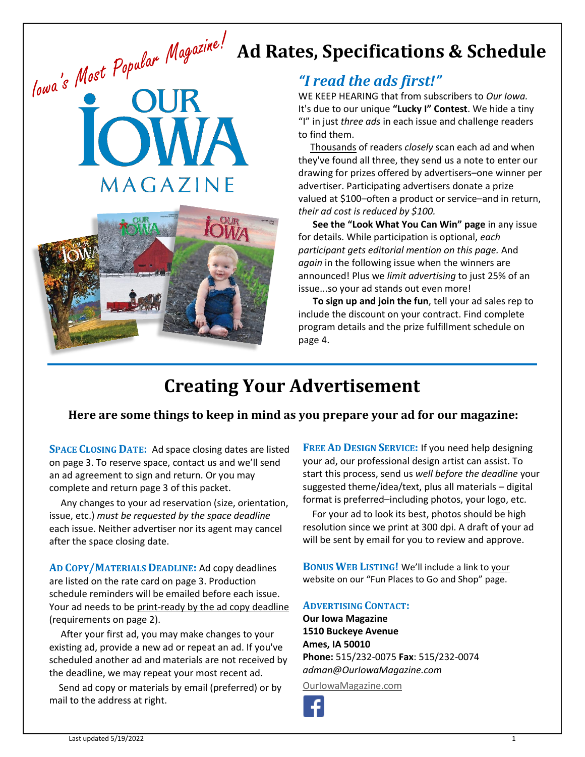Iowa's Most Popular Magazine!

# Ad Rates, Specifications & Schedule

## *"I read the ads first!"*

WE KEEP HEARING that from subscribers to *Our Iowa.* It's due to our unique **"Lucky I" Contest**. We hide a tiny "I" in just *three ads* in each issue and challenge readers to find them.

Thousands of readers *closely* scan each ad and when they've found all three, they send us a note to enter our drawing for prizes offered by advertisers–one winner per advertiser. Participating advertisers donate a prize valued at $100–often a product or service–and in return, *their ad cost is reduced by $100.*

**See the "Look What You Can Win" page** in any issue for details. While participation is optional, *each participant gets editorial mention on this page.* And *again* in the following issue when the winners are announced! Plus we *limit advertising* to just 25% of an issue...so your ad stands out even more!

**To sign up and join the fun**, tell your ad sales rep to include the discount on your contract. Find complete program details and the prize fulfillment schedule on page 4.

# Creating Your Advertisement

### Here are some things to keep in mind as you prepare your ad for our magazine:

**SPACE CLOSING DATE:** Ad space closing dates are listed on page 3. To reserve space, contact us and we'll send an ad agreement to sign and return. Or you may complete and return page 3 of this packet.

Any changes to your ad reservation (size, orientation, issue, etc.) *must be requested by the space deadline* each issue. Neither advertiser nor its agent may cancel after the space closing date.

**AD COPY/MATERIALS DEADLINE:** Ad copy deadlines are listed on the rate card on page 3. Production schedule reminders will be emailed before each issue. Your ad needs to be print-ready by the ad copy deadline (requirements on page 2).

After your first ad, you may make changes to your existing ad, provide a new ad or repeat an ad. If you've scheduled another ad and materials are not received by the deadline, we may repeat your most recent ad.

Send ad copy or materials by email (preferred) or by mail to the address at right.

**FREE AD DESIGN SERVICE:** If you need help designing your ad, our professional design artist can assist. To start this process, send us *well before the deadline* your suggested theme/idea/text, plus all materials – digital format is preferred–including photos, your logo, etc.

For your ad to look its best, photos should be high resolution since we print at 300 dpi. A draft of your ad will be sent by email for you to review and approve.

**BONUS WEB LISTING!** We'll include a link to your website on our "Fun Places to Go and Shop" page.

**ADVERTISING CONTACT:**
**Our Iowa Magazine**
**1510 Buckeye Avenue**
**Ames, IA 50010**
**Phone:** 515/232-0075 **Fax**: 515/232-0074
*adman@OurIowaMagazine.com*

OurIowaMagazine.com

Last updated 5/19/2022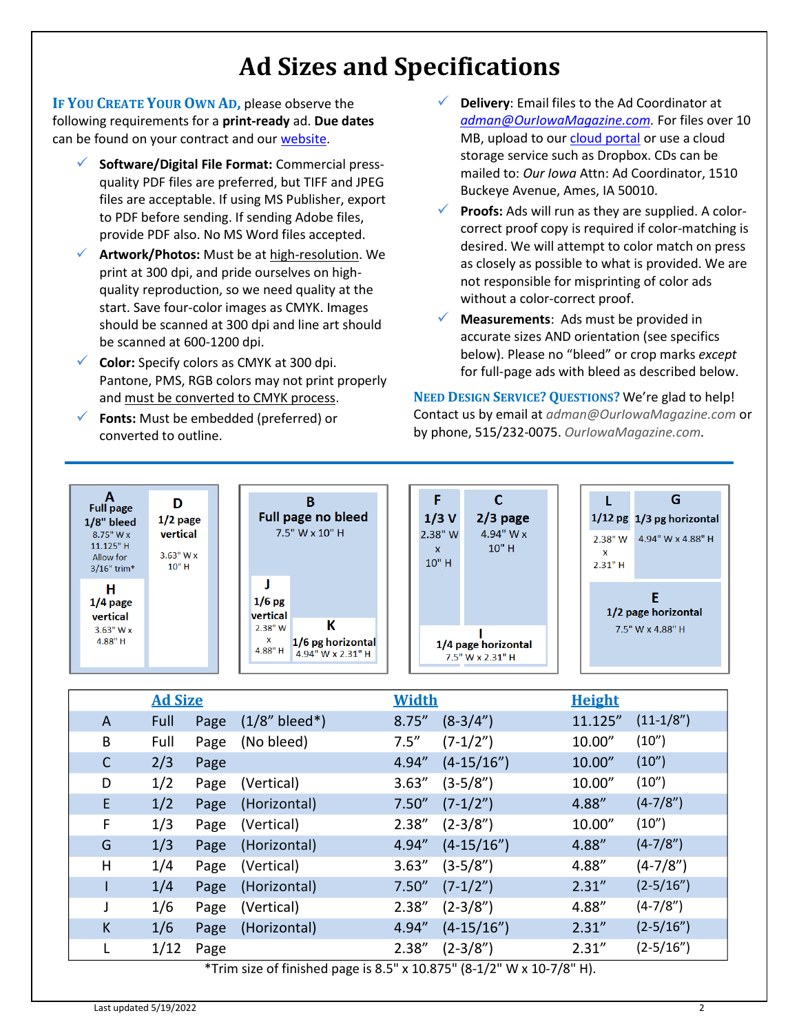# Ad Sizes and Specifications

**If You Create Your Own Ad,** please observe the following requirements for a **print-ready** ad. **Due dates** can be found on your contract and our website.

- **Software/Digital File Format:** Commercial press-quality PDF files are preferred, but TIFF and JPEG files are acceptable. If using MS Publisher, export to PDF before sending. If sending Adobe files, provide PDF also. No MS Word files accepted.
- **Artwork/Photos:** Must be at high-resolution. We print at 300 dpi, and pride ourselves on high-quality reproduction, so we need quality at the start. Save four-color images as CMYK. Images should be scanned at 300 dpi and line art should be scanned at 600-1200 dpi.
- **Color:** Specify colors as CMYK at 300 dpi. Pantone, PMS, RGB colors may not print properly and must be converted to CMYK process.
- **Fonts:** Must be embedded (preferred) or converted to outline.
- **Delivery**: Email files to the Ad Coordinator at *adman@OurIowaMagazine.com*. For files over 10 MB, upload to our cloud portal or use a cloud storage service such as Dropbox. CDs can be mailed to: *Our Iowa* Attn: Ad Coordinator, 1510 Buckeye Avenue, Ames, IA 50010.
- **Proofs:** Ads will run as they are supplied. A color-correct proof copy is required if color-matching is desired. We will attempt to color match on press as closely as possible to what is provided. We are not responsible for misprinting of color ads without a color-correct proof.
- **Measurements**: Ads must be provided in accurate sizes AND orientation (see specifics below). Please no "bleed" or crop marks *except* for full-page ads with bleed as described below.

**Need Design Service? Questions?** We're glad to help! Contact us by email at *adman@OurIowaMagazine.com* or by phone, 515/232-0075. *OurIowaMagazine.com*.

| | Ad Size | | | Width | | Height | |
|---|---|---|---|---|---|---|---|
| A | Full | Page | (1/8" bleed*) | 8.75" | (8-3/4") | 11.125" | (11-1/8") |
| B | Full | Page | (No bleed) | 7.5" | (7-1/2") | 10.00" | (10") |
| C | 2/3 | Page | | 4.94" | (4-15/16") | 10.00" | (10") |
| D | 1/2 | Page | (Vertical) | 3.63" | (3-5/8") | 10.00" | (10") |
| E | 1/2 | Page | (Horizontal) | 7.50" | (7-1/2") | 4.88" | (4-7/8") |
| F | 1/3 | Page | (Vertical) | 2.38" | (2-3/8") | 10.00" | (10") |
| G | 1/3 | Page | (Horizontal) | 4.94" | (4-15/16") | 4.88" | (4-7/8") |
| H | 1/4 | Page | (Vertical) | 3.63" | (3-5/8") | 4.88" | (4-7/8") |
| I | 1/4 | Page | (Horizontal) | 7.50" | (7-1/2") | 2.31" | (2-5/16") |
| J | 1/6 | Page | (Vertical) | 2.38" | (2-3/8") | 4.88" | (4-7/8") |
| K | 1/6 | Page | (Horizontal) | 4.94" | (4-15/16") | 2.31" | (2-5/16") |
| L | 1/12 | Page | | 2.38" | (2-3/8") | 2.31" | (2-5/16") |

*Trim size of finished page is 8.5" x 10.875" (8-1/2" W x 10-7/8" H).

Last updated 5/19/2022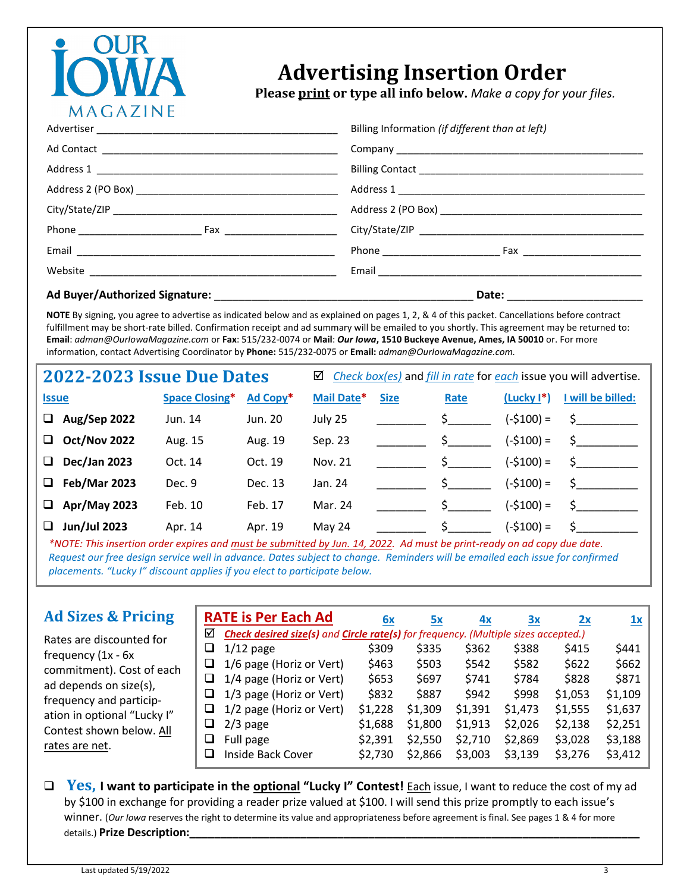OUR IOWA MAGAZINE

# Advertising Insertion Order

**Please print or type all info below.** *Make a copy for your files.*

Advertiser ____________________________________________

Ad Contact ____________________________________________

Address 1 ____________________________________________

Address 2 (PO Box) ____________________________________

City/State/ZIP ________________________________________

Phone ____________________ Fax ____________________

Email ________________________________________________

Website ______________________________________________

Billing Information *(if different than at left)*

Company ______________________________________________

Billing Contact ________________________________________

Address 1 ____________________________________________

Address 2 (PO Box) ____________________________________

City/State/ZIP ________________________________________

Phone ____________________ Fax ____________________

Email ________________________________________________

**Ad Buyer/Authorized Signature:** ________________________________________ **Date:** ____________________

**NOTE** By signing, you agree to advertise as indicated below and as explained on pages 1, 2, & 4 of this packet. Cancellations before contract fulfillment may be short-rate billed. Confirmation receipt and ad summary will be emailed to you shortly. This agreement may be returned to: **Email**: *adman@OurIowaMagazine.com* or **Fax**: 515/232-0074 or **Mail**: ***Our Iowa*, 1510 Buckeye Avenue, Ames, IA 50010** or. For more information, contact Advertising Coordinator by **Phone:** 515/232-0075 or **Email:** *adman@OurIowaMagazine.com.*

## 2022-2023 Issue Due Dates

☑ *Check box(es)* and *fill in rate* for *each* issue you will advertise.

| Issue | Space Closing* | Ad Copy* | Mail Date* | Size | Rate | (Lucky I*) | I will be billed: |
|---|---|---|---|---|---|---|---|
| ❑ **Aug/Sep 2022** | Jun. 14 | Jun. 20 | July 25 | ________ | $_______ | (-$100) = | $__________ |
| ❑ **Oct/Nov 2022** | Aug. 15 | Aug. 19 | Sep. 23 | ________ | $_______ | (-$100) = | $__________ |
| ❑ **Dec/Jan 2023** | Oct. 14 | Oct. 19 | Nov. 21 | ________ | $_______ | (-$100) = | $__________ |
| ❑ **Feb/Mar 2023** | Dec. 9 | Dec. 13 | Jan. 24 | ________ | $_______ | (-$100) = | $__________ |
| ❑ **Apr/May 2023** | Feb. 10 | Feb. 17 | Mar. 24 | ________ | $_______ | (-$100) = | $__________ |
| ❑ **Jun/Jul 2023** | Apr. 14 | Apr. 19 | May 24 | ________ | $_______ | (-$100) = | $__________ |

*\*NOTE: This insertion order expires and must be submitted by Jun. 14, 2022. Ad must be print-ready on ad copy due date. Request our free design service well in advance. Dates subject to change. Reminders will be emailed each issue for confirmed placements. "Lucky I" discount applies if you elect to participate below.*

## Ad Sizes & Pricing

Rates are discounted for frequency (1x - 6x commitment). Cost of each ad depends on size(s), frequency and participation in optional "Lucky I" Contest shown below. All rates are net.

**RATE is Per Each Ad**

☑ ***Check desired size(s)*** *and* ***Circle rate(s)*** *for frequency. (Multiple sizes accepted.)*

| Size | 6x | 5x | 4x | 3x | 2x | 1x |
|---|---|---|---|---|---|---|
| ❑ 1/12 page | $309 | $335 | $362 | $388 | $415 | $441 |
| ❑ 1/6 page (Horiz or Vert) | $463 | $503 | $542 | $582 | $622 | $662 |
| ❑ 1/4 page (Horiz or Vert) | $653 | $697 | $741 | $784 | $828 | $871 |
| ❑ 1/3 page (Horiz or Vert) | $832 | $887 | $942 | $998 | $1,053 | $1,109 |
| ❑ 1/2 page (Horiz or Vert) | $1,228 | $1,309 | $1,391 | $1,473 | $1,555 | $1,637 |
| ❑ 2/3 page | $1,688 | $1,800 | $1,913 | $2,026 | $2,138 | $2,251 |
| ❑ Full page | $2,391 | $2,550 | $2,710 | $2,869 | $3,028 | $3,188 |
| ❑ Inside Back Cover | $2,730 | $2,866 | $3,003 | $3,139 | $3,276 | $3,412 |

❑ **Yes, I want to participate in the optional "Lucky I" Contest!** Each issue, I want to reduce the cost of my ad by $100 in exchange for providing a reader prize valued at $100. I will send this prize promptly to each issue's winner. (*Our Iowa* reserves the right to determine its value and appropriateness before agreement is final. See pages 1 & 4 for more details.) **Prize Description:**________________________________________________

Last updated 5/19/2022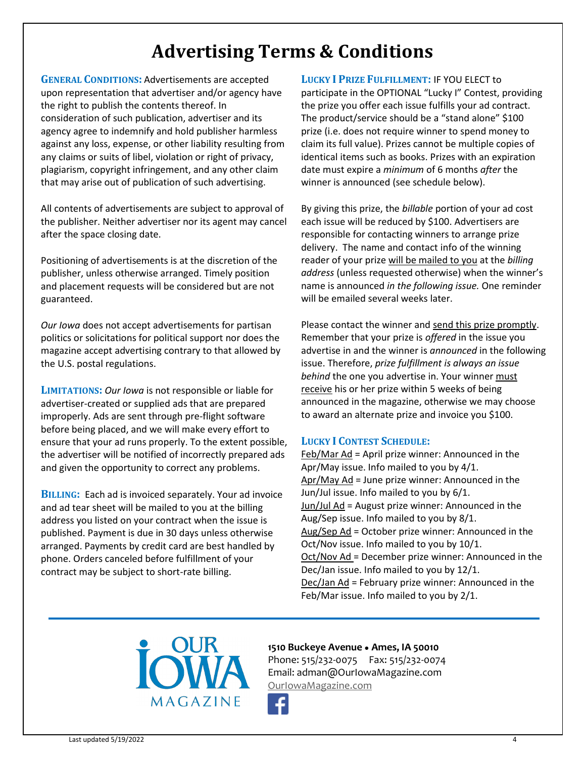# Advertising Terms & Conditions

**GENERAL CONDITIONS:** Advertisements are accepted upon representation that advertiser and/or agency have the right to publish the contents thereof. In consideration of such publication, advertiser and its agency agree to indemnify and hold publisher harmless against any loss, expense, or other liability resulting from any claims or suits of libel, violation or right of privacy, plagiarism, copyright infringement, and any other claim that may arise out of publication of such advertising.

All contents of advertisements are subject to approval of the publisher. Neither advertiser nor its agent may cancel after the space closing date.

Positioning of advertisements is at the discretion of the publisher, unless otherwise arranged. Timely position and placement requests will be considered but are not guaranteed.

*Our Iowa* does not accept advertisements for partisan politics or solicitations for political support nor does the magazine accept advertising contrary to that allowed by the U.S. postal regulations.

**LIMITATIONS:** *Our Iowa* is not responsible or liable for advertiser-created or supplied ads that are prepared improperly. Ads are sent through pre-flight software before being placed, and we will make every effort to ensure that your ad runs properly. To the extent possible, the advertiser will be notified of incorrectly prepared ads and given the opportunity to correct any problems.

**BILLING:** Each ad is invoiced separately. Your ad invoice and ad tear sheet will be mailed to you at the billing address you listed on your contract when the issue is published. Payment is due in 30 days unless otherwise arranged. Payments by credit card are best handled by phone. Orders canceled before fulfillment of your contract may be subject to short-rate billing.

**LUCKY I PRIZE FULFILLMENT:** IF YOU ELECT to participate in the OPTIONAL "Lucky I" Contest, providing the prize you offer each issue fulfills your ad contract. The product/service should be a "stand alone" $100 prize (i.e. does not require winner to spend money to claim its full value). Prizes cannot be multiple copies of identical items such as books. Prizes with an expiration date must expire a *minimum* of 6 months *after* the winner is announced (see schedule below).

By giving this prize, the *billable* portion of your ad cost each issue will be reduced by $100. Advertisers are responsible for contacting winners to arrange prize delivery. The name and contact info of the winning reader of your prize will be mailed to you at the *billing address* (unless requested otherwise) when the winner's name is announced *in the following issue.* One reminder will be emailed several weeks later.

Please contact the winner and send this prize promptly. Remember that your prize is *offered* in the issue you advertise in and the winner is *announced* in the following issue. Therefore, *prize fulfillment is always an issue behind* the one you advertise in. Your winner must receive his or her prize within 5 weeks of being announced in the magazine, otherwise we may choose to award an alternate prize and invoice you $100.

**LUCKY I CONTEST SCHEDULE:**

Feb/Mar Ad = April prize winner: Announced in the Apr/May issue. Info mailed to you by 4/1.
Apr/May Ad = June prize winner: Announced in the Jun/Jul issue. Info mailed to you by 6/1.
Jun/Jul Ad = August prize winner: Announced in the Aug/Sep issue. Info mailed to you by 8/1.
Aug/Sep Ad = October prize winner: Announced in the Oct/Nov issue. Info mailed to you by 10/1.
Oct/Nov Ad = December prize winner: Announced in the Dec/Jan issue. Info mailed to you by 12/1.
Dec/Jan Ad = February prize winner: Announced in the Feb/Mar issue. Info mailed to you by 2/1.

OUR IOWA MAGAZINE

**1510 Buckeye Avenue • Ames, IA 50010**
Phone: 515/232-0075 Fax: 515/232-0074
Email: adman@OurIowaMagazine.com
OurIowaMagazine.com

Last updated 5/19/2022